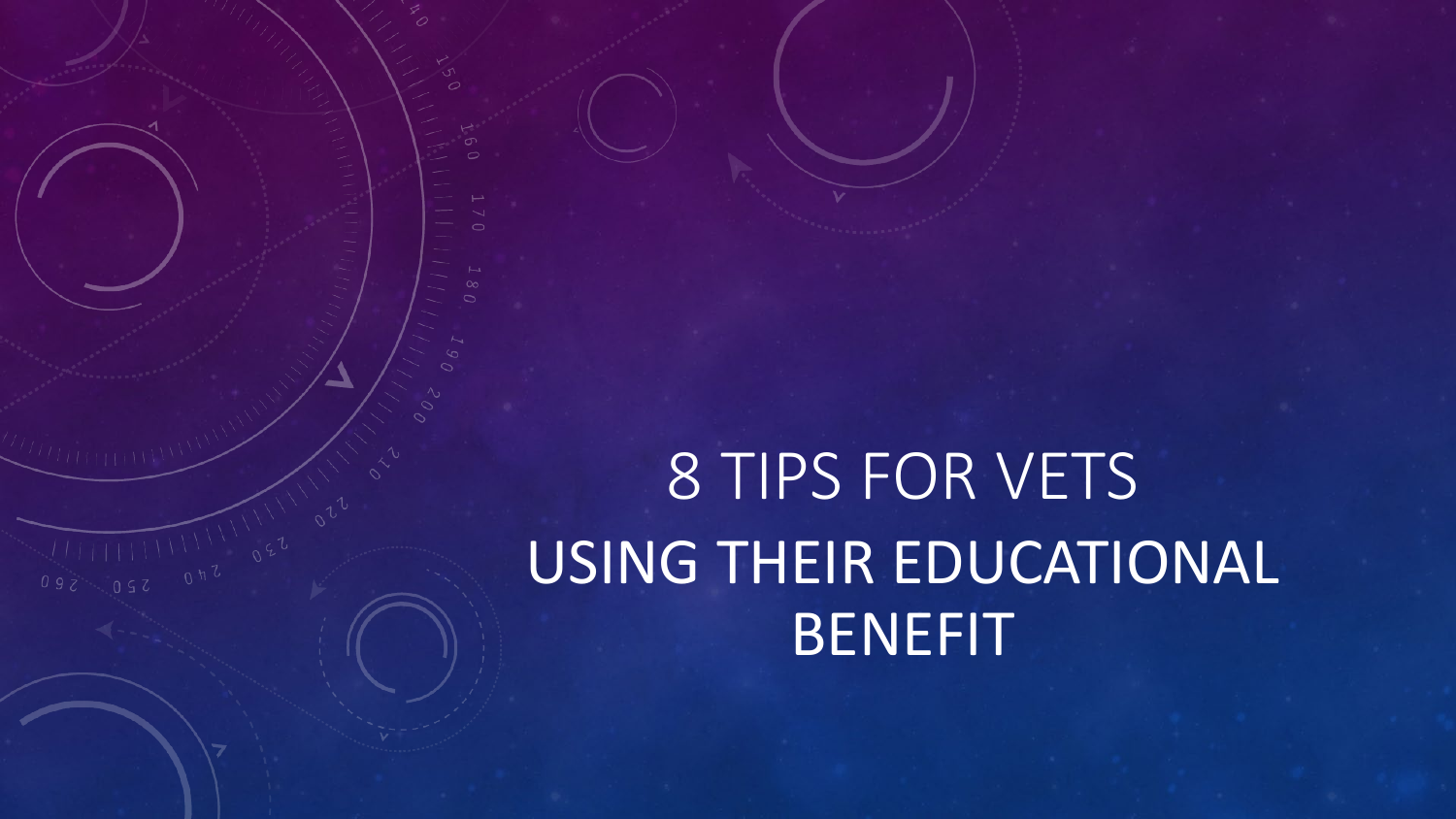# 8 TIPS FOR VETS

## USING THEIR EDUCATIONAL BENEFIT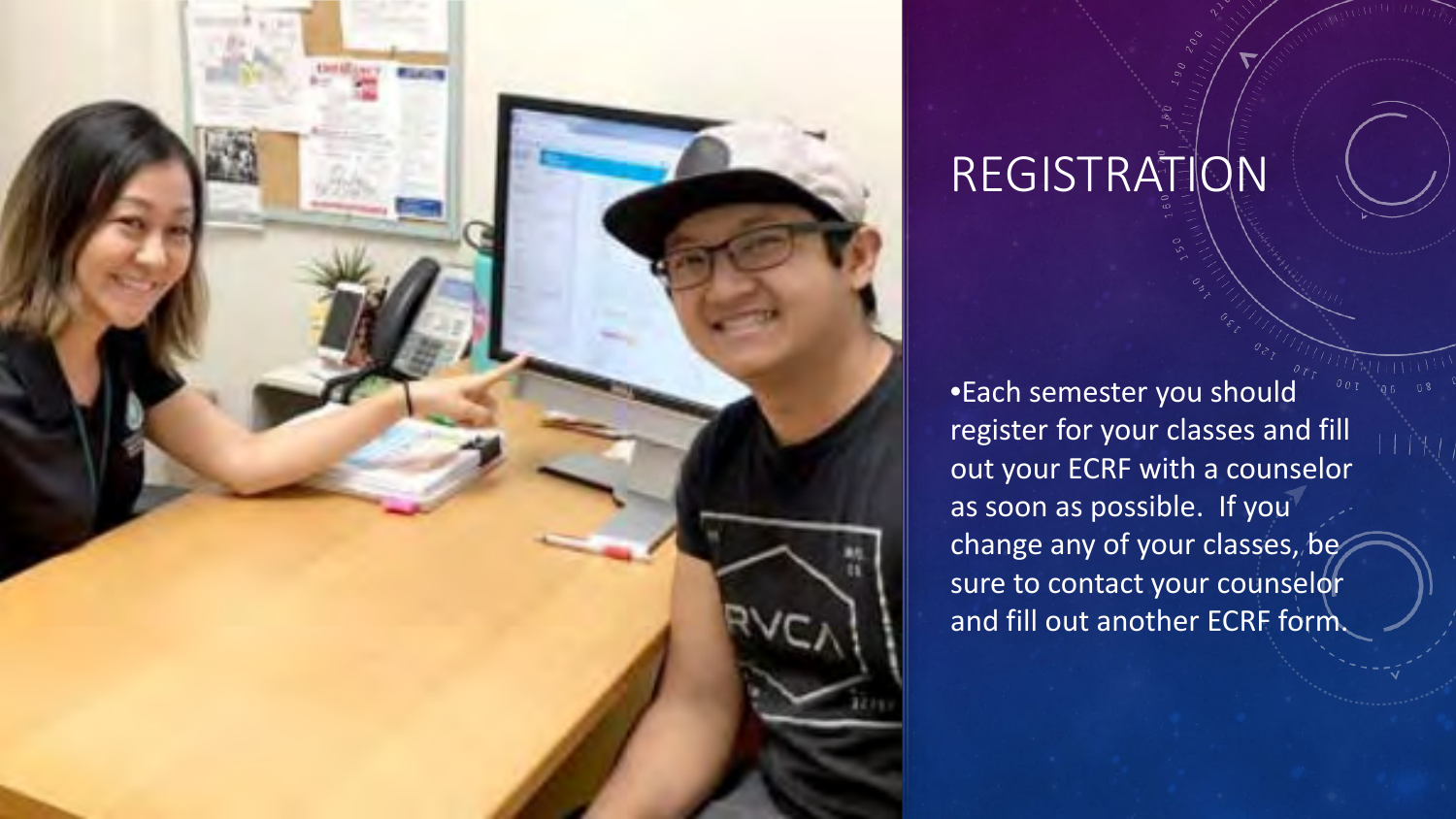# REGISTRATION

- Each semester you should register for your classes and fill out your ECRF with a counselor as soon as possible. If you change any of your classes, be sure to contact your counselor and fill out another ECRF form.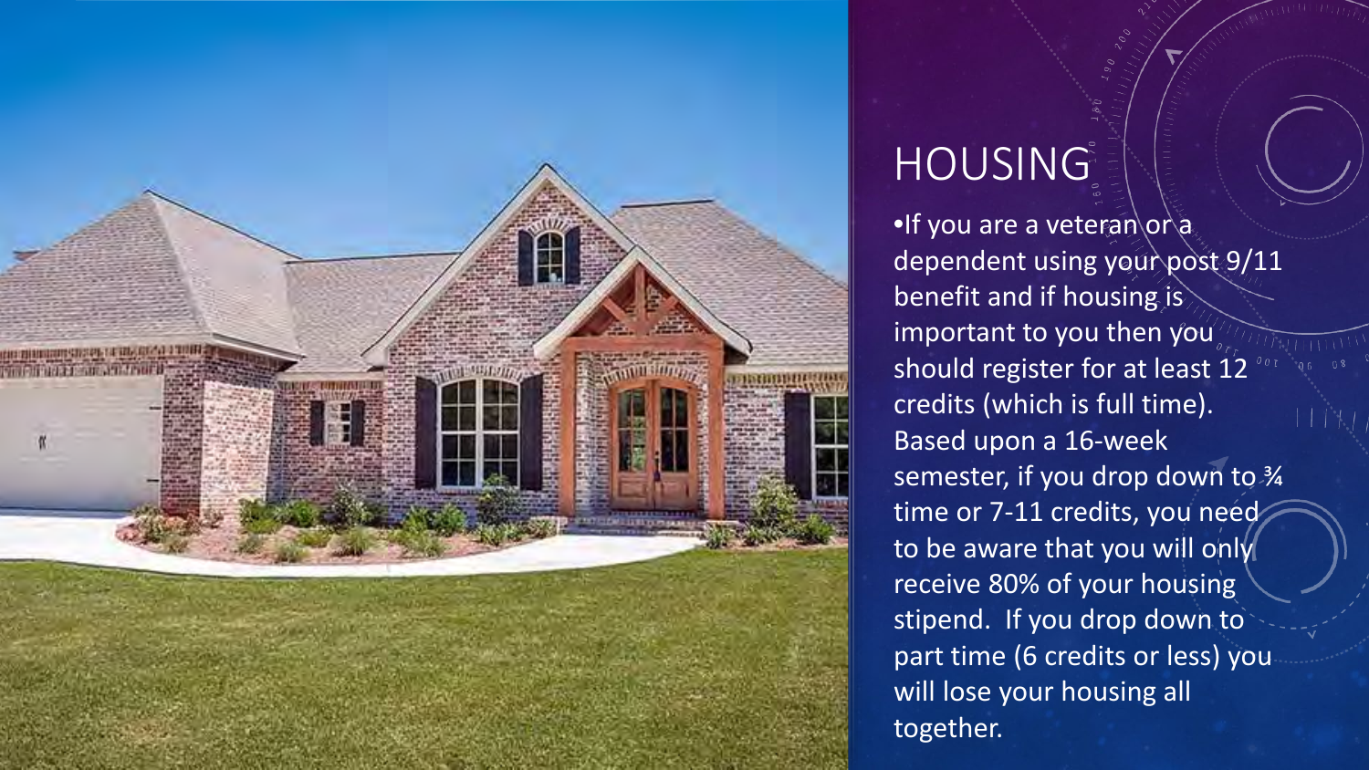# HOUSING

- If you are a veteran or a dependent using your post 9/11 benefit and if housing is important to you then you should register for at least 12 credits (which is full time). Based upon a 16-week semester, if you drop down to ¾ time or 7-11 credits, you need to be aware that you will only receive 80% of your housing stipend. If you drop down to part time (6 credits or less) you will lose your housing all together.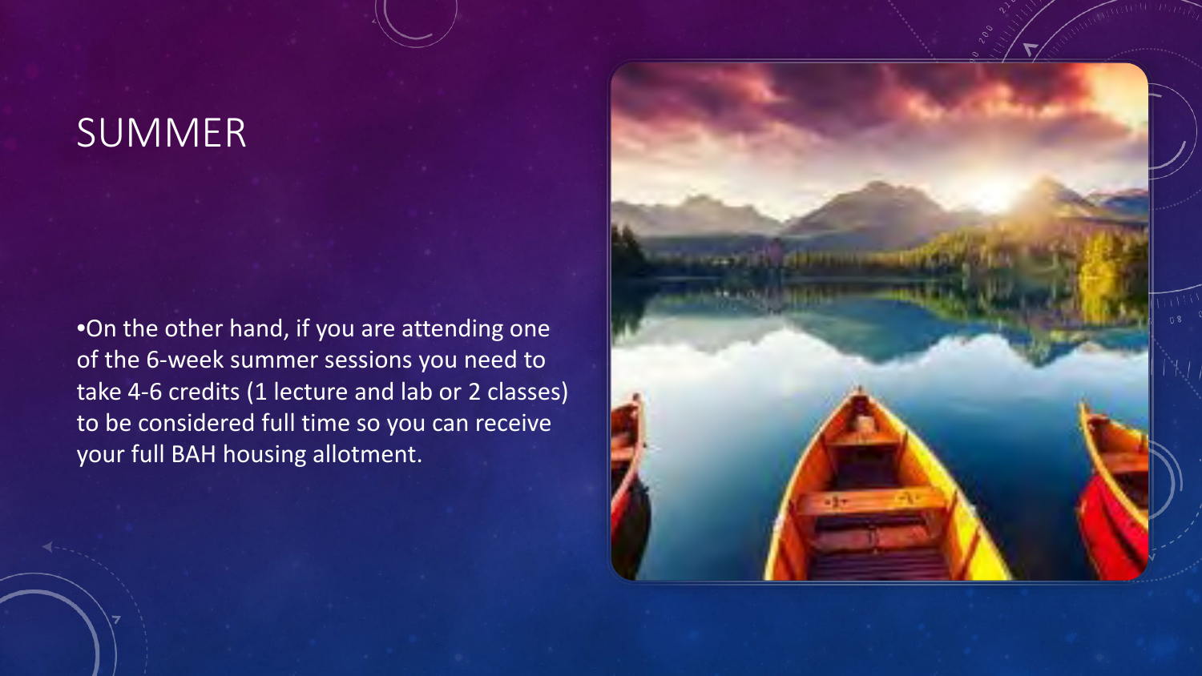# SUMMER

- On the other hand, if you are attending one of the 6-week summer sessions you need to take 4-6 credits (1 lecture and lab or 2 classes) to be considered full time so you can receive your full BAH housing allotment.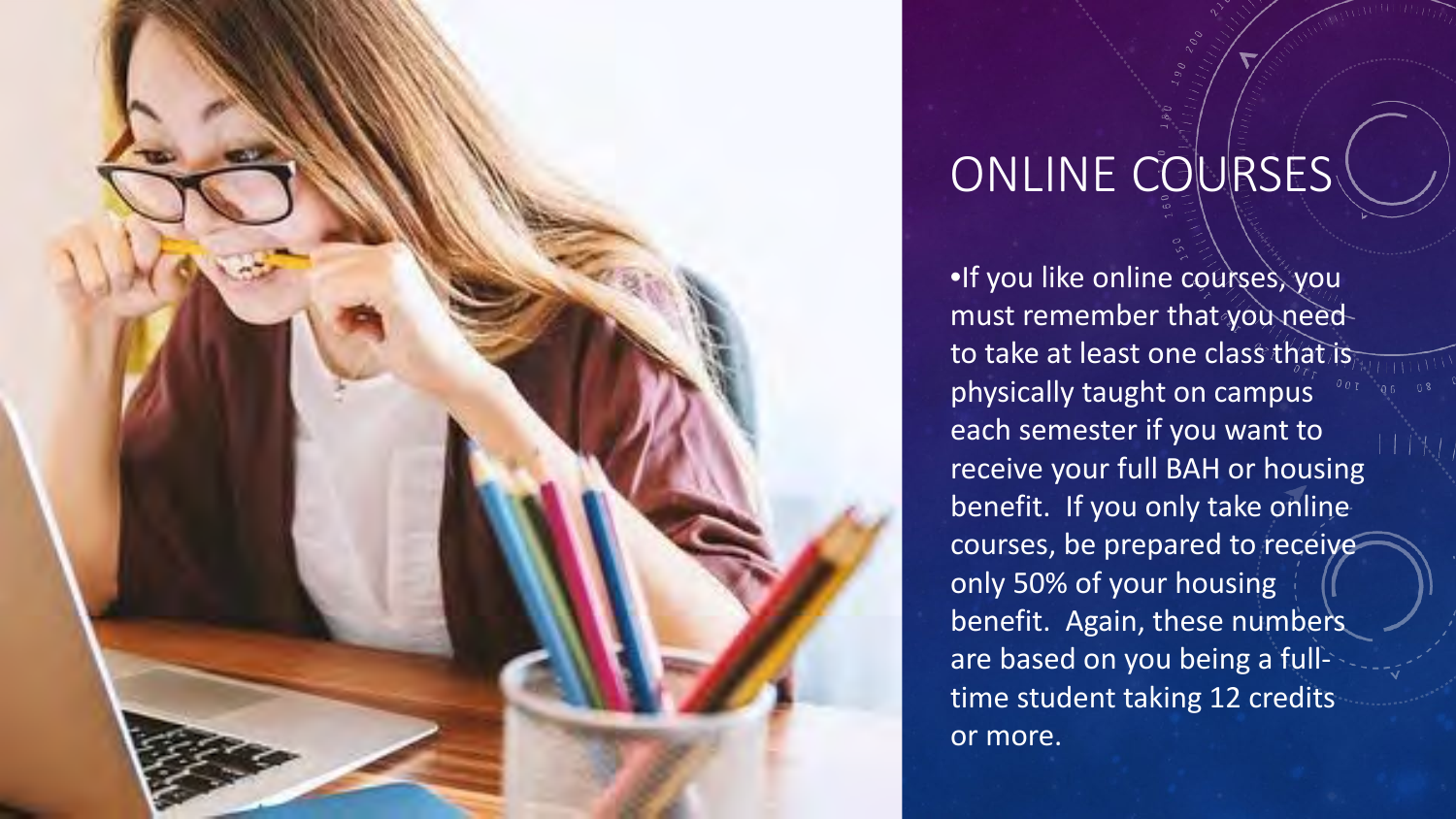# ONLINE COURSES

- If you like online courses, you must remember that you need to take at least one class that is physically taught on campus each semester if you want to receive your full BAH or housing benefit. If you only take online courses, be prepared to receive only 50% of your housing benefit. Again, these numbers are based on you being a full-time student taking 12 credits or more.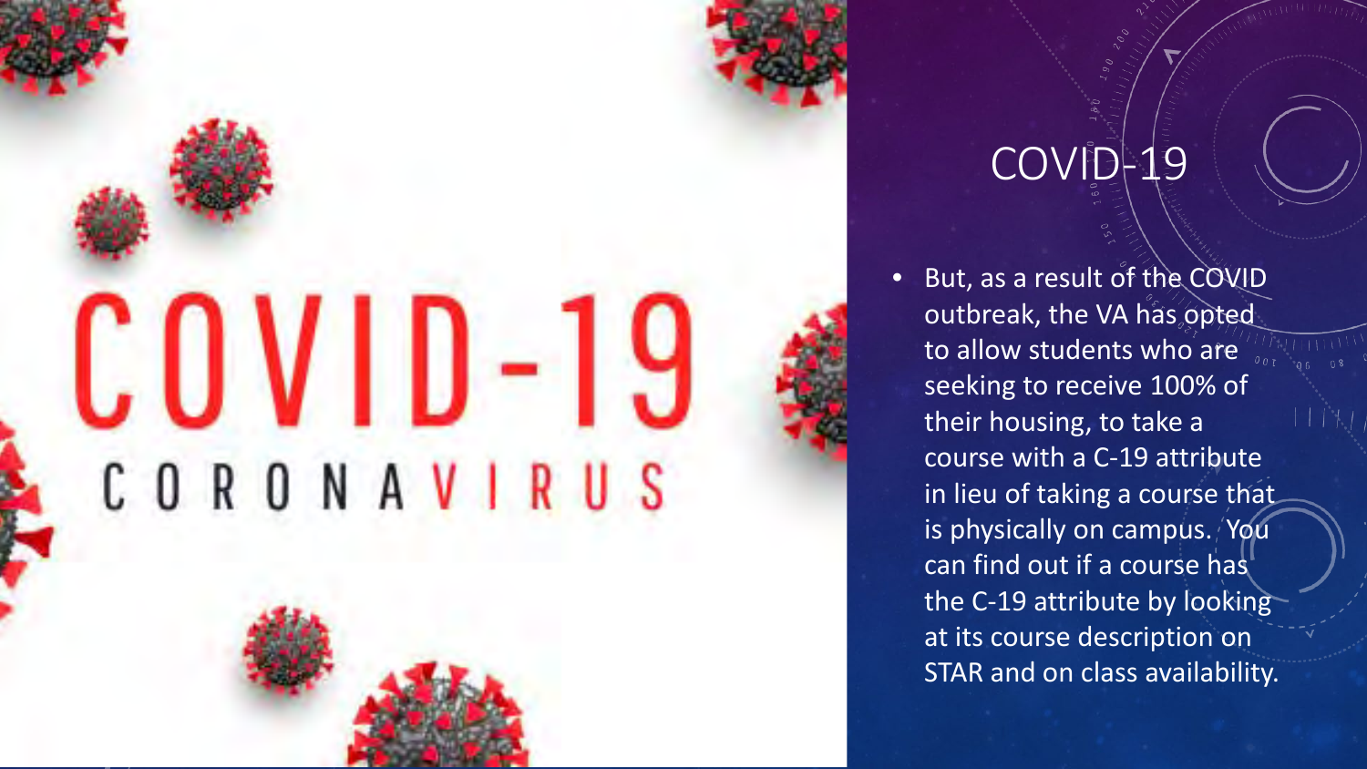# COVID-19

- But, as a result of the COVID outbreak, the VA has opted to allow students who are seeking to receive 100% of their housing, to take a course with a C-19 attribute in lieu of taking a course that is physically on campus. You can find out if a course has the C-19 attribute by looking at its course description on STAR and on class availability.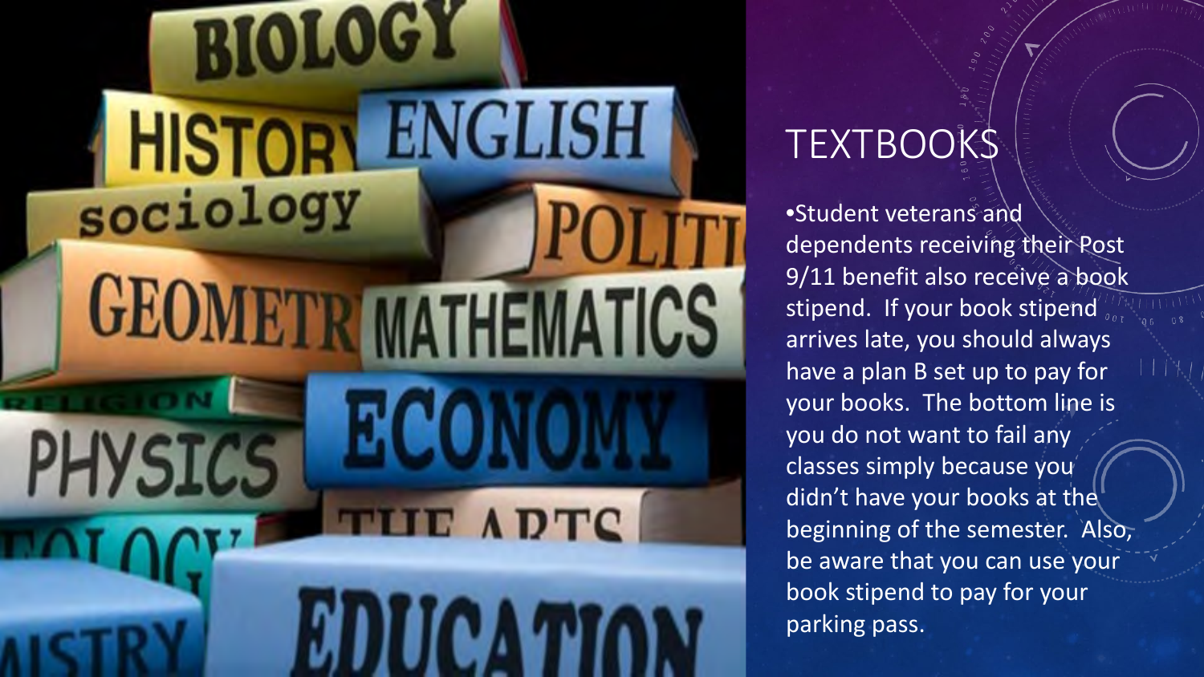# TEXTBOOKS

- Student veterans and dependents receiving their Post 9/11 benefit also receive a book stipend. If your book stipend arrives late, you should always have a plan B set up to pay for your books. The bottom line is you do not want to fail any classes simply because you didn't have your books at the beginning of the semester. Also, be aware that you can use your book stipend to pay for your parking pass.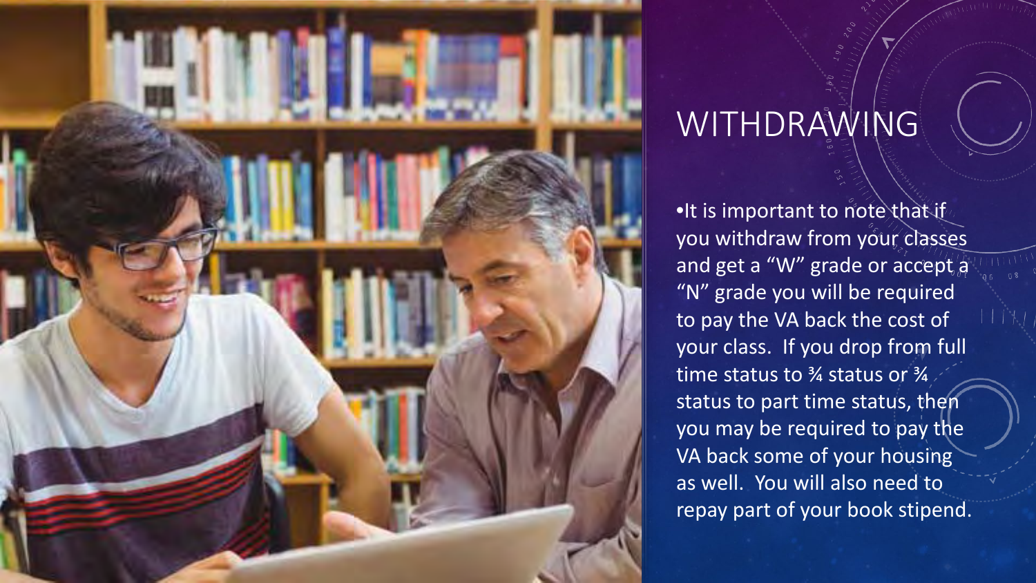# WITHDRAWING

- It is important to note that if you withdraw from your classes and get a "W" grade or accept a "N" grade you will be required to pay the VA back the cost of your class. If you drop from full time status to ¾ status or ¾ status to part time status, then you may be required to pay the VA back some of your housing as well. You will also need to repay part of your book stipend.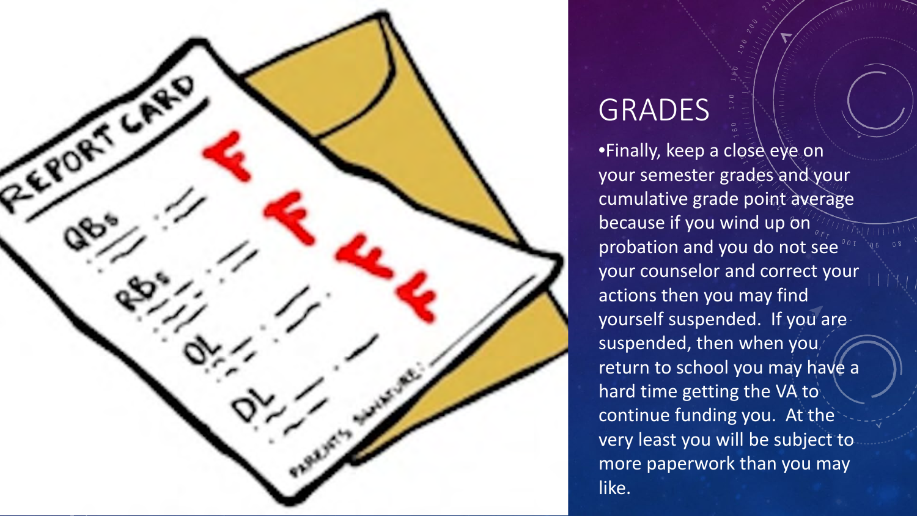# GRADES

- Finally, keep a close eye on your semester grades and your cumulative grade point average because if you wind up on probation and you do not see your counselor and correct your actions then you may find yourself suspended. If you are suspended, then when you return to school you may have a hard time getting the VA to continue funding you. At the very least you will be subject to more paperwork than you may like.